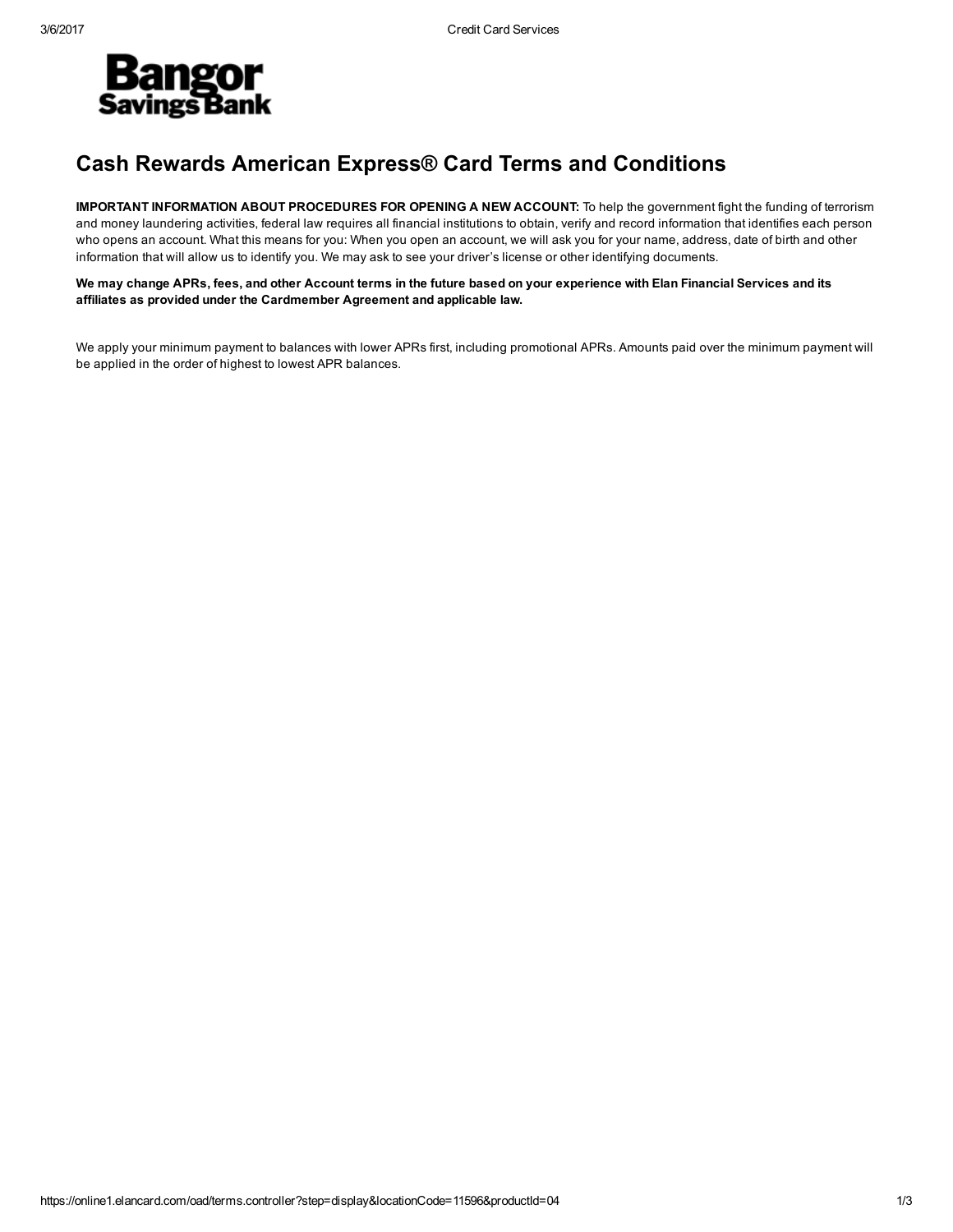Bangor Savings Bank

# Cash Rewards American Express® Card Terms and Conditions

**IMPORTANT INFORMATION ABOUT PROCEDURES FOR OPENING A NEW ACCOUNT:** To help the government fight the funding of terrorism and money laundering activities, federal law requires all financial institutions to obtain, verify and record information that identifies each person who opens an account. What this means for you: When you open an account, we will ask you for your name, address, date of birth and other information that will allow us to identify you. We may ask to see your driver's license or other identifying documents.

**We may change APRs, fees, and other Account terms in the future based on your experience with Elan Financial Services and its affiliates as provided under the Cardmember Agreement and applicable law.**

We apply your minimum payment to balances with lower APRs first, including promotional APRs. Amounts paid over the minimum payment will be applied in the order of highest to lowest APR balances.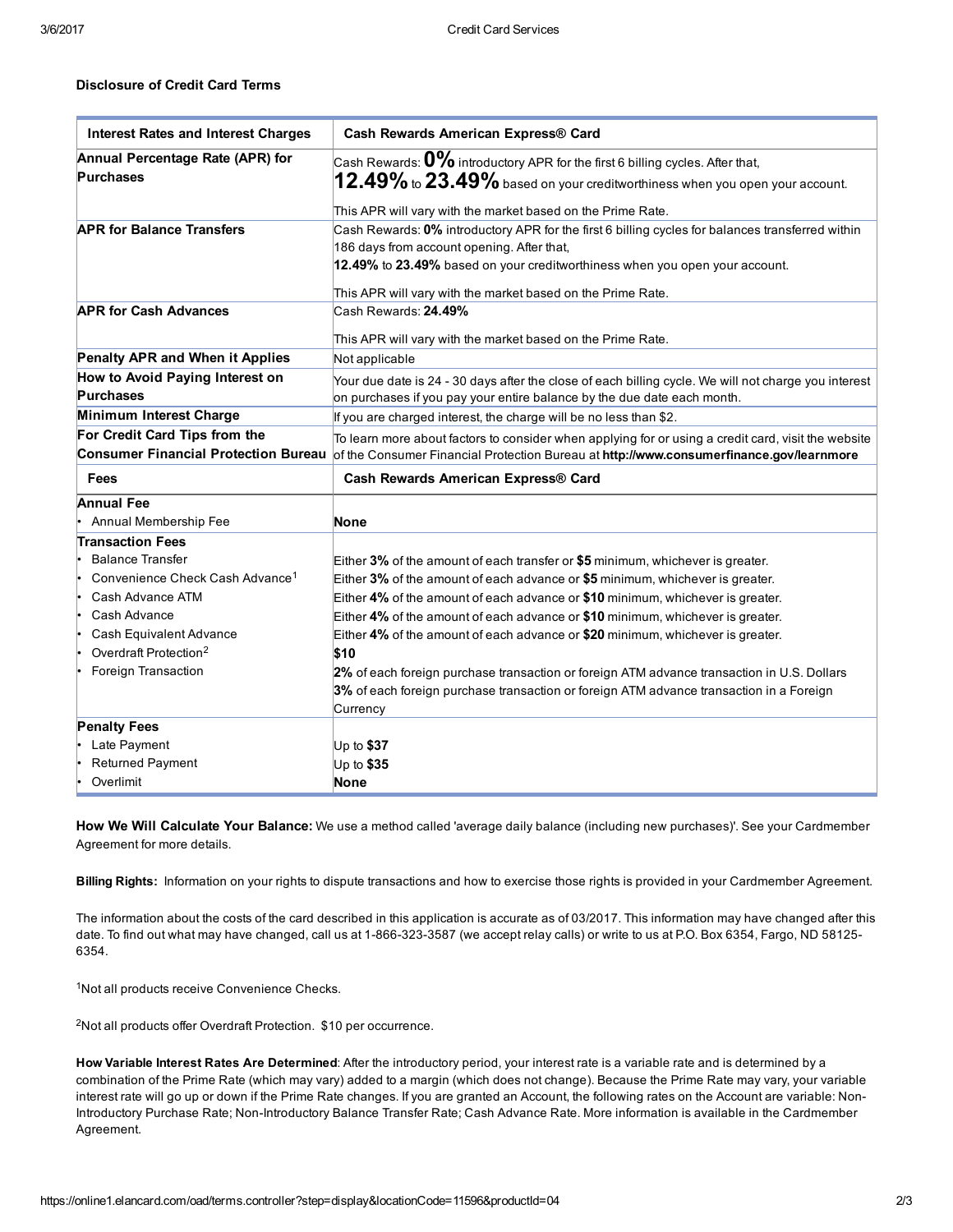### Disclosure of Credit Card Terms

| Interest Rates and Interest Charges | Cash Rewards American Express® Card |
|---|---|
| **Annual Percentage Rate (APR) for Purchases** | Cash Rewards: **0%** introductory APR for the first 6 billing cycles. After that, **12.49%** to **23.49%** based on your creditworthiness when you open your account.<br><br>This APR will vary with the market based on the Prime Rate. |
| **APR for Balance Transfers** | Cash Rewards: **0%** introductory APR for the first 6 billing cycles for balances transferred within 186 days from account opening. After that, **12.49%** to **23.49%** based on your creditworthiness when you open your account.<br><br>This APR will vary with the market based on the Prime Rate. |
| **APR for Cash Advances** | Cash Rewards: **24.49%**<br><br>This APR will vary with the market based on the Prime Rate. |
| **Penalty APR and When it Applies** | Not applicable |
| **How to Avoid Paying Interest on Purchases** | Your due date is 24 - 30 days after the close of each billing cycle. We will not charge you interest on purchases if you pay your entire balance by the due date each month. |
| **Minimum Interest Charge** | If you are charged interest, the charge will be no less than $2. |
| **For Credit Card Tips from the Consumer Financial Protection Bureau** | To learn more about factors to consider when applying for or using a credit card, visit the website of the Consumer Financial Protection Bureau at **http://www.consumerfinance.gov/learnmore** |
| **Fees** | **Cash Rewards American Express® Card** |
| **Annual Fee**<br>• Annual Membership Fee | **None** |
| **Transaction Fees**<br>• Balance Transfer<br>• Convenience Check Cash Advance[1]<br>• Cash Advance ATM<br>• Cash Advance<br>• Cash Equivalent Advance<br>• Overdraft Protection[2]<br>• Foreign Transaction | Either **3%** of the amount of each transfer or **$5** minimum, whichever is greater.<br>Either **3%** of the amount of each advance or **$5** minimum, whichever is greater.<br>Either **4%** of the amount of each advance or **$10** minimum, whichever is greater.<br>Either **4%** of the amount of each advance or **$10** minimum, whichever is greater.<br>Either **4%** of the amount of each advance or **$20** minimum, whichever is greater.<br>**$10**<br>**2%** of each foreign purchase transaction or foreign ATM advance transaction in U.S. Dollars<br>**3%** of each foreign purchase transaction or foreign ATM advance transaction in a Foreign Currency |
| **Penalty Fees**<br>• Late Payment<br>• Returned Payment<br>• Overlimit | Up to **$37**<br>Up to **$35**<br>**None** |

**How We Will Calculate Your Balance:** We use a method called 'average daily balance (including new purchases)'. See your Cardmember Agreement for more details.

**Billing Rights:** Information on your rights to dispute transactions and how to exercise those rights is provided in your Cardmember Agreement.

The information about the costs of the card described in this application is accurate as of 03/2017. This information may have changed after this date. To find out what may have changed, call us at 1-866-323-3587 (we accept relay calls) or write to us at P.O. Box 6354, Fargo, ND 58125-6354.

[1]Not all products receive Convenience Checks.

[2]Not all products offer Overdraft Protection. $10 per occurrence.

**How Variable Interest Rates Are Determined**: After the introductory period, your interest rate is a variable rate and is determined by a combination of the Prime Rate (which may vary) added to a margin (which does not change). Because the Prime Rate may vary, your variable interest rate will go up or down if the Prime Rate changes. If you are granted an Account, the following rates on the Account are variable: Non-Introductory Purchase Rate; Non-Introductory Balance Transfer Rate; Cash Advance Rate. More information is available in the Cardmember Agreement.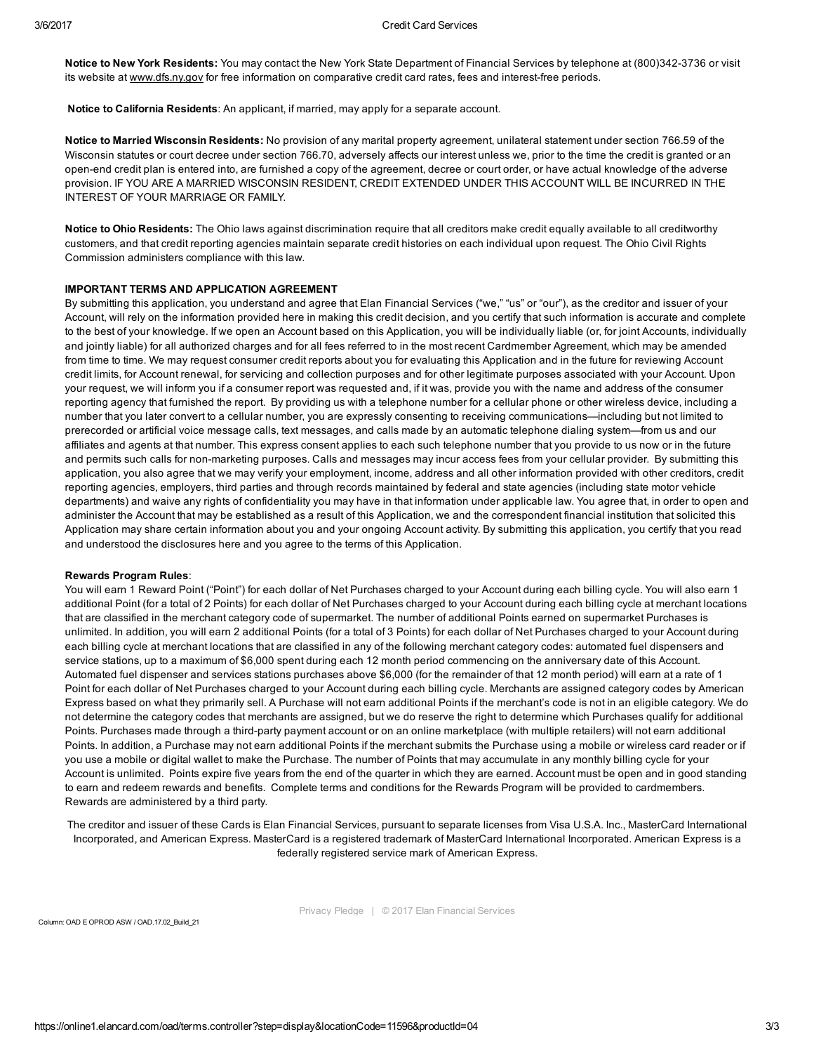**Notice to New York Residents:** You may contact the New York State Department of Financial Services by telephone at (800)342-3736 or visit its website at www.dfs.ny.gov for free information on comparative credit card rates, fees and interest-free periods.

**Notice to California Residents**: An applicant, if married, may apply for a separate account.

**Notice to Married Wisconsin Residents:** No provision of any marital property agreement, unilateral statement under section 766.59 of the Wisconsin statutes or court decree under section 766.70, adversely affects our interest unless we, prior to the time the credit is granted or an open-end credit plan is entered into, are furnished a copy of the agreement, decree or court order, or have actual knowledge of the adverse provision. IF YOU ARE A MARRIED WISCONSIN RESIDENT, CREDIT EXTENDED UNDER THIS ACCOUNT WILL BE INCURRED IN THE INTEREST OF YOUR MARRIAGE OR FAMILY.

**Notice to Ohio Residents:** The Ohio laws against discrimination require that all creditors make credit equally available to all creditworthy customers, and that credit reporting agencies maintain separate credit histories on each individual upon request. The Ohio Civil Rights Commission administers compliance with this law.

**IMPORTANT TERMS AND APPLICATION AGREEMENT**

By submitting this application, you understand and agree that Elan Financial Services ("we," "us" or "our"), as the creditor and issuer of your Account, will rely on the information provided here in making this credit decision, and you certify that such information is accurate and complete to the best of your knowledge. If we open an Account based on this Application, you will be individually liable (or, for joint Accounts, individually and jointly liable) for all authorized charges and for all fees referred to in the most recent Cardmember Agreement, which may be amended from time to time. We may request consumer credit reports about you for evaluating this Application and in the future for reviewing Account credit limits, for Account renewal, for servicing and collection purposes and for other legitimate purposes associated with your Account. Upon your request, we will inform you if a consumer report was requested and, if it was, provide you with the name and address of the consumer reporting agency that furnished the report. By providing us with a telephone number for a cellular phone or other wireless device, including a number that you later convert to a cellular number, you are expressly consenting to receiving communications—including but not limited to prerecorded or artificial voice message calls, text messages, and calls made by an automatic telephone dialing system—from us and our affiliates and agents at that number. This express consent applies to each such telephone number that you provide to us now or in the future and permits such calls for non-marketing purposes. Calls and messages may incur access fees from your cellular provider. By submitting this application, you also agree that we may verify your employment, income, address and all other information provided with other creditors, credit reporting agencies, employers, third parties and through records maintained by federal and state agencies (including state motor vehicle departments) and waive any rights of confidentiality you may have in that information under applicable law. You agree that, in order to open and administer the Account that may be established as a result of this Application, we and the correspondent financial institution that solicited this Application may share certain information about you and your ongoing Account activity. By submitting this application, you certify that you read and understood the disclosures here and you agree to the terms of this Application.

**Rewards Program Rules**:

You will earn 1 Reward Point ("Point") for each dollar of Net Purchases charged to your Account during each billing cycle. You will also earn 1 additional Point (for a total of 2 Points) for each dollar of Net Purchases charged to your Account during each billing cycle at merchant locations that are classified in the merchant category code of supermarket. The number of additional Points earned on supermarket Purchases is unlimited. In addition, you will earn 2 additional Points (for a total of 3 Points) for each dollar of Net Purchases charged to your Account during each billing cycle at merchant locations that are classified in any of the following merchant category codes: automated fuel dispensers and service stations, up to a maximum of $6,000 spent during each 12 month period commencing on the anniversary date of this Account. Automated fuel dispenser and services stations purchases above $6,000 (for the remainder of that 12 month period) will earn at a rate of 1 Point for each dollar of Net Purchases charged to your Account during each billing cycle. Merchants are assigned category codes by American Express based on what they primarily sell. A Purchase will not earn additional Points if the merchant's code is not in an eligible category. We do not determine the category codes that merchants are assigned, but we do reserve the right to determine which Purchases qualify for additional Points. Purchases made through a third-party payment account or on an online marketplace (with multiple retailers) will not earn additional Points. In addition, a Purchase may not earn additional Points if the merchant submits the Purchase using a mobile or wireless card reader or if you use a mobile or digital wallet to make the Purchase. The number of Points that may accumulate in any monthly billing cycle for your Account is unlimited. Points expire five years from the end of the quarter in which they are earned. Account must be open and in good standing to earn and redeem rewards and benefits. Complete terms and conditions for the Rewards Program will be provided to cardmembers. Rewards are administered by a third party.

The creditor and issuer of these Cards is Elan Financial Services, pursuant to separate licenses from Visa U.S.A. Inc., MasterCard International Incorporated, and American Express. MasterCard is a registered trademark of MasterCard International Incorporated. American Express is a federally registered service mark of American Express.

Privacy Pledge | © 2017 Elan Financial Services

Column: OAD E OPROD ASW / OAD.17.02_Build_21